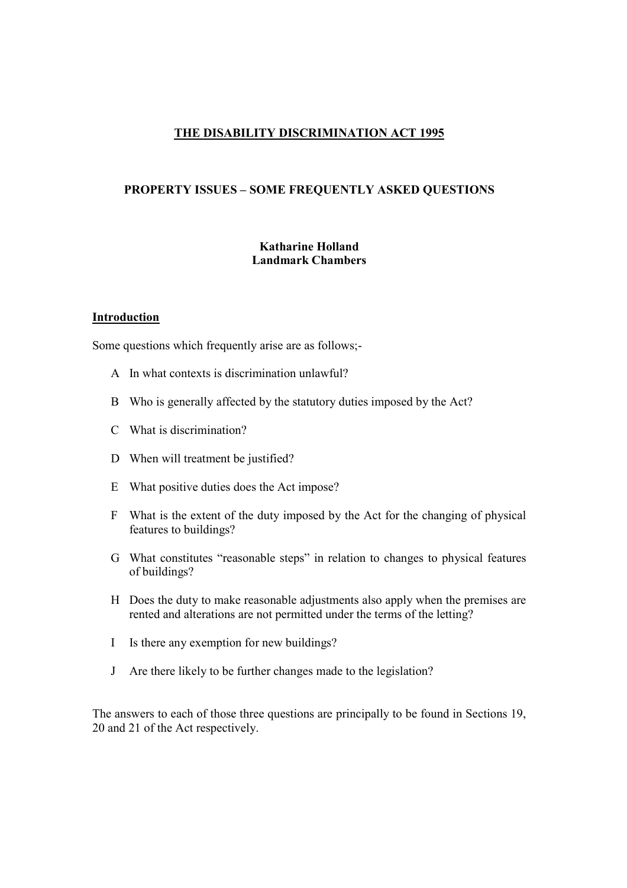# THE DISABILITY DISCRIMINATION ACT 1995

## PROPERTY ISSUES – SOME FREQUENTLY ASKED QUESTIONS

**Katharine Holland**
**Landmark Chambers**

### Introduction

Some questions which frequently arise are as follows;-

- A In what contexts is discrimination unlawful?
- B Who is generally affected by the statutory duties imposed by the Act?
- C What is discrimination?
- D When will treatment be justified?
- E What positive duties does the Act impose?
- F What is the extent of the duty imposed by the Act for the changing of physical features to buildings?
- G What constitutes "reasonable steps" in relation to changes to physical features of buildings?
- H Does the duty to make reasonable adjustments also apply when the premises are rented and alterations are not permitted under the terms of the letting?
- I Is there any exemption for new buildings?
- J Are there likely to be further changes made to the legislation?

The answers to each of those three questions are principally to be found in Sections 19, 20 and 21 of the Act respectively.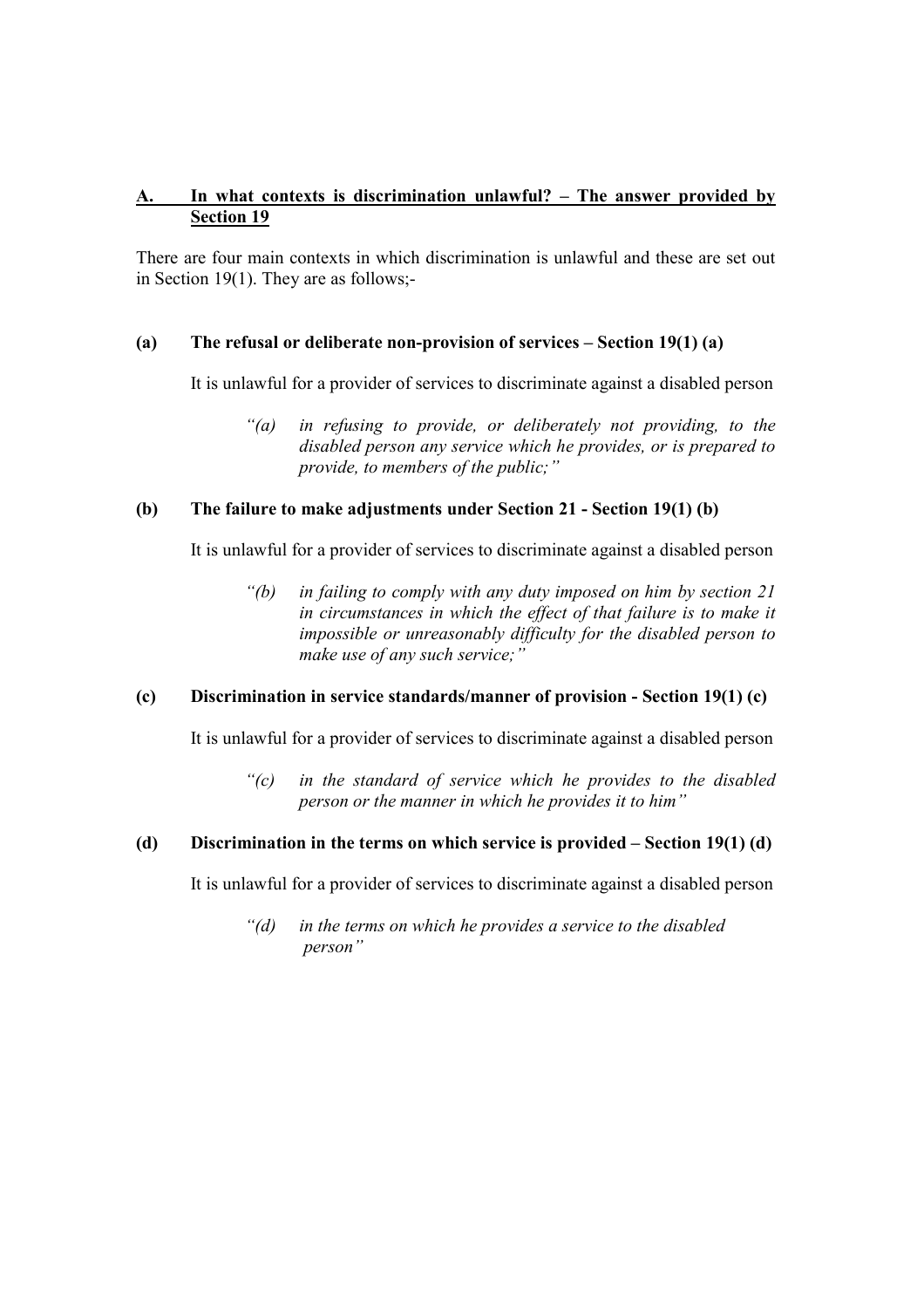## A. In what contexts is discrimination unlawful? – The answer provided by Section 19

There are four main contexts in which discrimination is unlawful and these are set out in Section 19(1). They are as follows;-

### (a) The refusal or deliberate non-provision of services – Section 19(1) (a)

It is unlawful for a provider of services to discriminate against a disabled person

> *"(a) in refusing to provide, or deliberately not providing, to the disabled person any service which he provides, or is prepared to provide, to members of the public;"*

### (b) The failure to make adjustments under Section 21 - Section 19(1) (b)

It is unlawful for a provider of services to discriminate against a disabled person

> *"(b) in failing to comply with any duty imposed on him by section 21 in circumstances in which the effect of that failure is to make it impossible or unreasonably difficulty for the disabled person to make use of any such service;"*

### (c) Discrimination in service standards/manner of provision - Section 19(1) (c)

It is unlawful for a provider of services to discriminate against a disabled person

> *"(c) in the standard of service which he provides to the disabled person or the manner in which he provides it to him"*

### (d) Discrimination in the terms on which service is provided – Section 19(1) (d)

It is unlawful for a provider of services to discriminate against a disabled person

> *"(d) in the terms on which he provides a service to the disabled person"*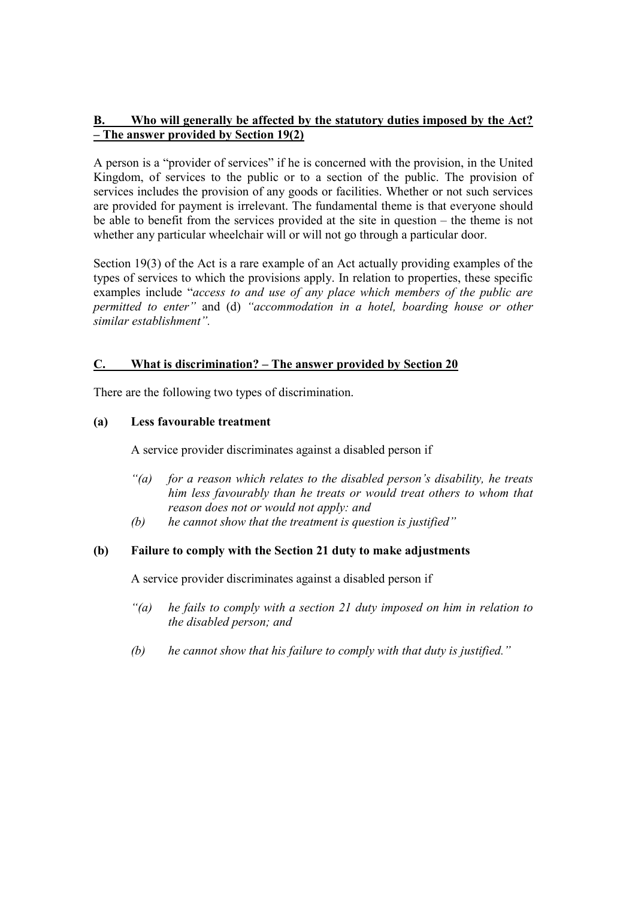## B. Who will generally be affected by the statutory duties imposed by the Act? – The answer provided by Section 19(2)

A person is a "provider of services" if he is concerned with the provision, in the United Kingdom, of services to the public or to a section of the public. The provision of services includes the provision of any goods or facilities. Whether or not such services are provided for payment is irrelevant. The fundamental theme is that everyone should be able to benefit from the services provided at the site in question – the theme is not whether any particular wheelchair will or will not go through a particular door.

Section 19(3) of the Act is a rare example of an Act actually providing examples of the types of services to which the provisions apply. In relation to properties, these specific examples include "*access to and use of any place which members of the public are permitted to enter"* and (d) *"accommodation in a hotel, boarding house or other similar establishment".*

## C. What is discrimination? – The answer provided by Section 20

There are the following two types of discrimination.

### (a) Less favourable treatment

A service provider discriminates against a disabled person if

> *"(a) for a reason which relates to the disabled person's disability, he treats him less favourably than he treats or would treat others to whom that reason does not or would not apply: and*
>
> *(b) he cannot show that the treatment is question is justified"*

### (b) Failure to comply with the Section 21 duty to make adjustments

A service provider discriminates against a disabled person if

> *"(a) he fails to comply with a section 21 duty imposed on him in relation to the disabled person; and*
>
> *(b) he cannot show that his failure to comply with that duty is justified."*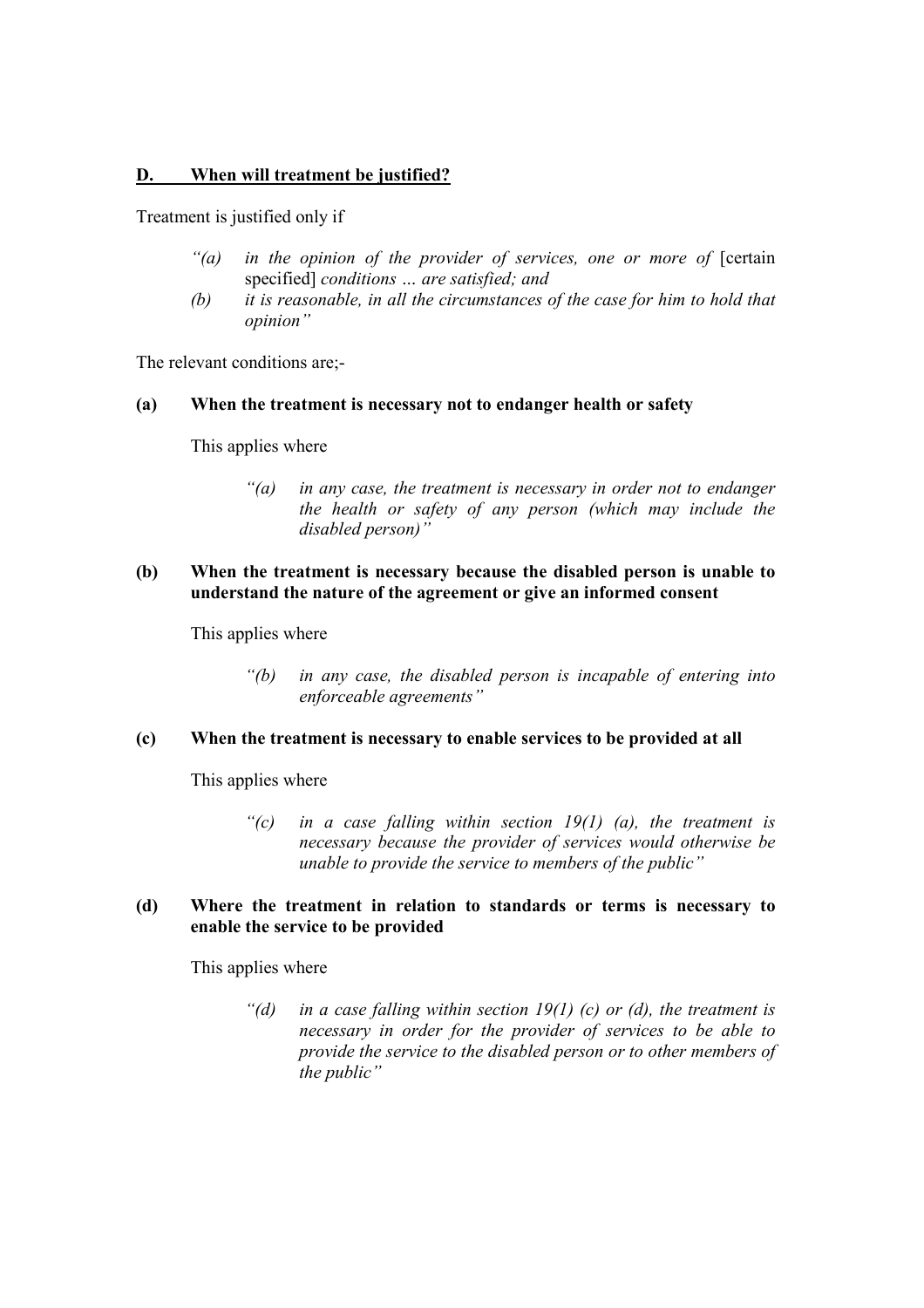## D. When will treatment be justified?

Treatment is justified only if

> *"(a) in the opinion of the provider of services, one or more of* [certain specified] *conditions … are satisfied; and*
>
> *(b) it is reasonable, in all the circumstances of the case for him to hold that opinion"*

The relevant conditions are;-

**(a) When the treatment is necessary not to endanger health or safety**

This applies where

> *"(a) in any case, the treatment is necessary in order not to endanger the health or safety of any person (which may include the disabled person)"*

**(b) When the treatment is necessary because the disabled person is unable to understand the nature of the agreement or give an informed consent**

This applies where

> *"(b) in any case, the disabled person is incapable of entering into enforceable agreements"*

**(c) When the treatment is necessary to enable services to be provided at all**

This applies where

> *"(c) in a case falling within section 19(1) (a), the treatment is necessary because the provider of services would otherwise be unable to provide the service to members of the public"*

**(d) Where the treatment in relation to standards or terms is necessary to enable the service to be provided**

This applies where

> *"(d) in a case falling within section 19(1) (c) or (d), the treatment is necessary in order for the provider of services to be able to provide the service to the disabled person or to other members of the public"*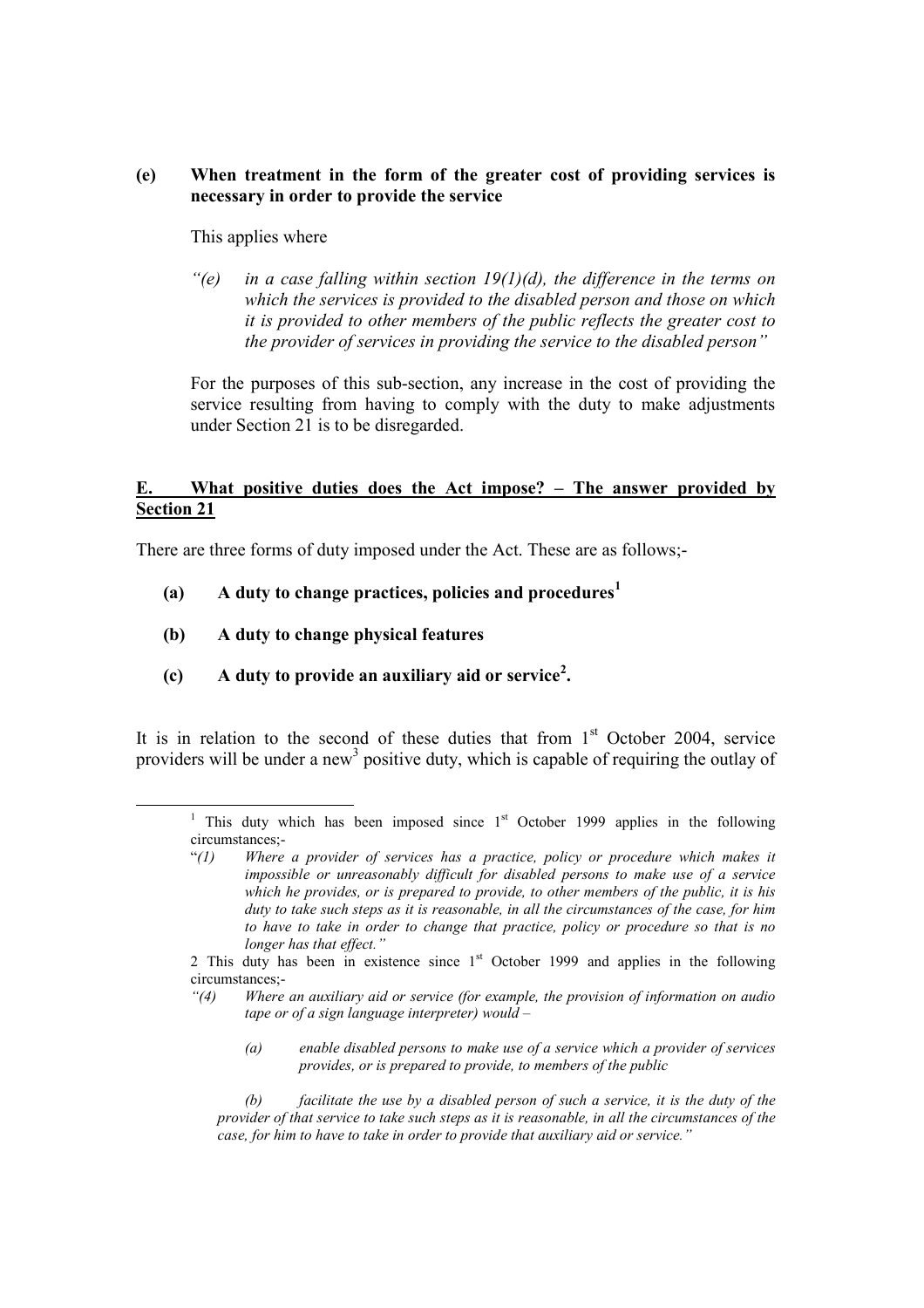### (e) When treatment in the form of the greater cost of providing services is necessary in order to provide the service

This applies where

> *"(e) in a case falling within section 19(1)(d), the difference in the terms on which the services is provided to the disabled person and those on which it is provided to other members of the public reflects the greater cost to the provider of services in providing the service to the disabled person"*

For the purposes of this sub-section, any increase in the cost of providing the service resulting from having to comply with the duty to make adjustments under Section 21 is to be disregarded.

## E. What positive duties does the Act impose? – The answer provided by Section 21

There are three forms of duty imposed under the Act. These are as follows;-

- **(a) A duty to change practices, policies and procedures**[1]
- **(b) A duty to change physical features**
- **(c) A duty to provide an auxiliary aid or service**[2]**.**

It is in relation to the second of these duties that from 1st October 2004, service providers will be under a new[3] positive duty, which is capable of requiring the outlay of

---

[1] This duty which has been imposed since 1st October 1999 applies in the following circumstances;-

"*(1) Where a provider of services has a practice, policy or procedure which makes it impossible or unreasonably difficult for disabled persons to make use of a service which he provides, or is prepared to provide, to other members of the public, it is his duty to take such steps as it is reasonable, in all the circumstances of the case, for him to have to take in order to change that practice, policy or procedure so that is no longer has that effect."*

2 This duty has been in existence since 1st October 1999 and applies in the following circumstances;-

*"(4) Where an auxiliary aid or service (for example, the provision of information on audio tape or of a sign language interpreter) would –*

*(a) enable disabled persons to make use of a service which a provider of services provides, or is prepared to provide, to members of the public*

*(b) facilitate the use by a disabled person of such a service, it is the duty of the provider of that service to take such steps as it is reasonable, in all the circumstances of the case, for him to have to take in order to provide that auxiliary aid or service."*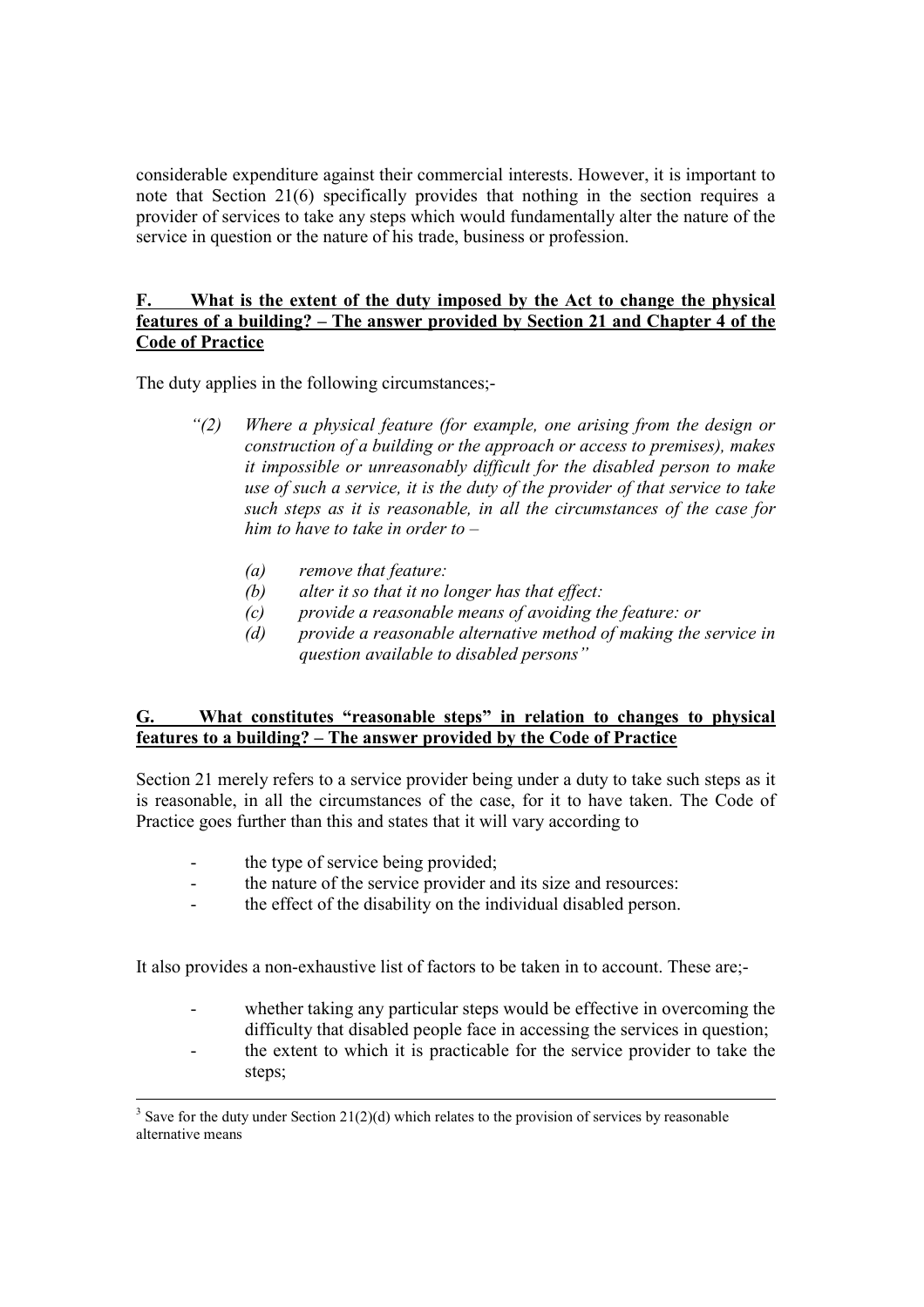considerable expenditure against their commercial interests. However, it is important to note that Section 21(6) specifically provides that nothing in the section requires a provider of services to take any steps which would fundamentally alter the nature of the service in question or the nature of his trade, business or profession.

## F. What is the extent of the duty imposed by the Act to change the physical features of a building? – The answer provided by Section 21 and Chapter 4 of the Code of Practice

The duty applies in the following circumstances;-

> *"(2) Where a physical feature (for example, one arising from the design or construction of a building or the approach or access to premises), makes it impossible or unreasonably difficult for the disabled person to make use of such a service, it is the duty of the provider of that service to take such steps as it is reasonable, in all the circumstances of the case for him to have to take in order to –*
>
> *(a) remove that feature:*
> *(b) alter it so that it no longer has that effect:*
> *(c) provide a reasonable means of avoiding the feature: or*
> *(d) provide a reasonable alternative method of making the service in question available to disabled persons"*

## G. What constitutes "reasonable steps" in relation to changes to physical features to a building? – The answer provided by the Code of Practice

Section 21 merely refers to a service provider being under a duty to take such steps as it is reasonable, in all the circumstances of the case, for it to have taken. The Code of Practice goes further than this and states that it will vary according to

- the type of service being provided;
- the nature of the service provider and its size and resources:
- the effect of the disability on the individual disabled person.

It also provides a non-exhaustive list of factors to be taken in to account. These are;-

- whether taking any particular steps would be effective in overcoming the difficulty that disabled people face in accessing the services in question;
- the extent to which it is practicable for the service provider to take the steps;

[3] Save for the duty under Section 21(2)(d) which relates to the provision of services by reasonable alternative means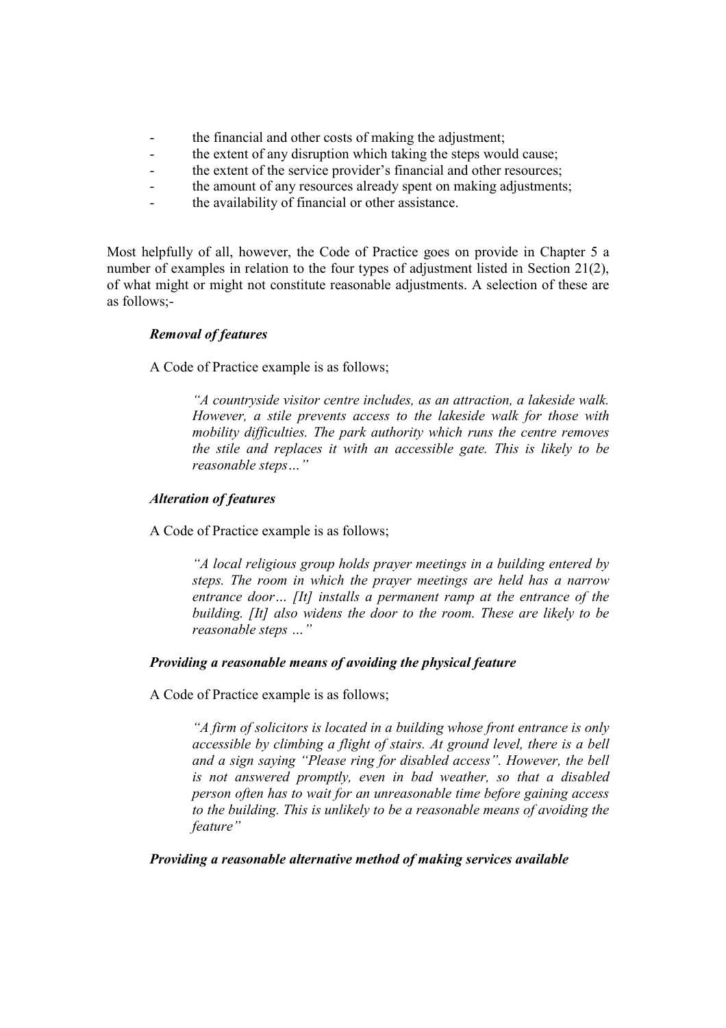- the financial and other costs of making the adjustment;
- the extent of any disruption which taking the steps would cause;
- the extent of the service provider's financial and other resources;
- the amount of any resources already spent on making adjustments;
- the availability of financial or other assistance.

Most helpfully of all, however, the Code of Practice goes on provide in Chapter 5 a number of examples in relation to the four types of adjustment listed in Section 21(2), of what might or might not constitute reasonable adjustments. A selection of these are as follows;-

***Removal of features***

A Code of Practice example is as follows;

> *"A countryside visitor centre includes, as an attraction, a lakeside walk. However, a stile prevents access to the lakeside walk for those with mobility difficulties. The park authority which runs the centre removes the stile and replaces it with an accessible gate. This is likely to be reasonable steps…"*

***Alteration of features***

A Code of Practice example is as follows;

> *"A local religious group holds prayer meetings in a building entered by steps. The room in which the prayer meetings are held has a narrow entrance door… [It] installs a permanent ramp at the entrance of the building. [It] also widens the door to the room. These are likely to be reasonable steps …"*

***Providing a reasonable means of avoiding the physical feature***

A Code of Practice example is as follows;

> *"A firm of solicitors is located in a building whose front entrance is only accessible by climbing a flight of stairs. At ground level, there is a bell and a sign saying "Please ring for disabled access". However, the bell is not answered promptly, even in bad weather, so that a disabled person often has to wait for an unreasonable time before gaining access to the building. This is unlikely to be a reasonable means of avoiding the feature"*

***Providing a reasonable alternative method of making services available***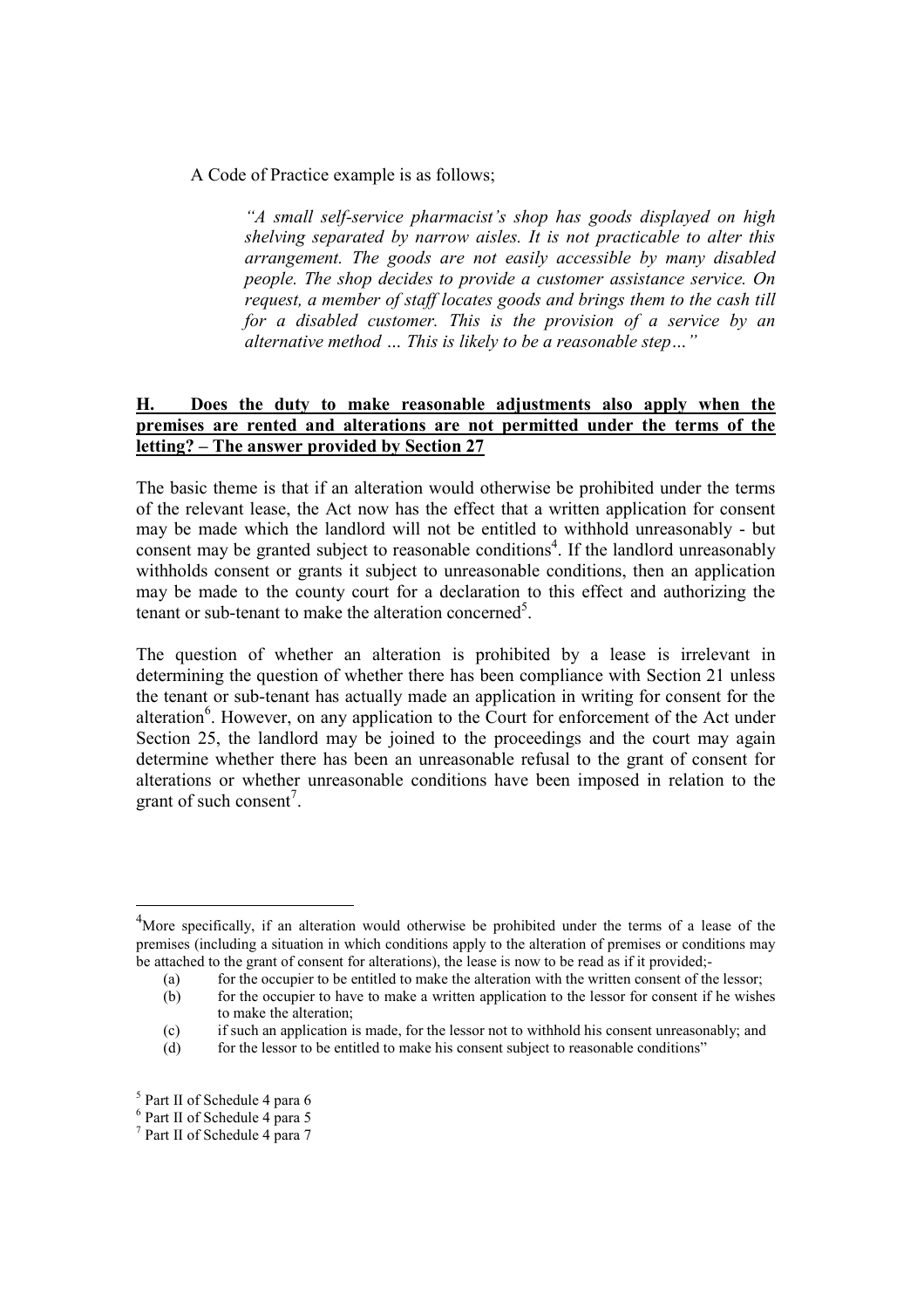A Code of Practice example is as follows;

> *"A small self-service pharmacist's shop has goods displayed on high shelving separated by narrow aisles. It is not practicable to alter this arrangement. The goods are not easily accessible by many disabled people. The shop decides to provide a customer assistance service. On request, a member of staff locates goods and brings them to the cash till for a disabled customer. This is the provision of a service by an alternative method … This is likely to be a reasonable step…"*

## H. Does the duty to make reasonable adjustments also apply when the premises are rented and alterations are not permitted under the terms of the letting? – The answer provided by Section 27

The basic theme is that if an alteration would otherwise be prohibited under the terms of the relevant lease, the Act now has the effect that a written application for consent may be made which the landlord will not be entitled to withhold unreasonably - but consent may be granted subject to reasonable conditions[4]. If the landlord unreasonably withholds consent or grants it subject to unreasonable conditions, then an application may be made to the county court for a declaration to this effect and authorizing the tenant or sub-tenant to make the alteration concerned[5].

The question of whether an alteration is prohibited by a lease is irrelevant in determining the question of whether there has been compliance with Section 21 unless the tenant or sub-tenant has actually made an application in writing for consent for the alteration[6]. However, on any application to the Court for enforcement of the Act under Section 25, the landlord may be joined to the proceedings and the court may again determine whether there has been an unreasonable refusal to the grant of consent for alterations or whether unreasonable conditions have been imposed in relation to the grant of such consent[7].

---

[4] More specifically, if an alteration would otherwise be prohibited under the terms of a lease of the premises (including a situation in which conditions apply to the alteration of premises or conditions may be attached to the grant of consent for alterations), the lease is now to be read as if it provided;-

(a) for the occupier to be entitled to make the alteration with the written consent of the lessor;
(b) for the occupier to have to make a written application to the lessor for consent if he wishes to make the alteration;
(c) if such an application is made, for the lessor not to withhold his consent unreasonably; and
(d) for the lessor to be entitled to make his consent subject to reasonable conditions"

[5] Part II of Schedule 4 para 6

[6] Part II of Schedule 4 para 5

[7] Part II of Schedule 4 para 7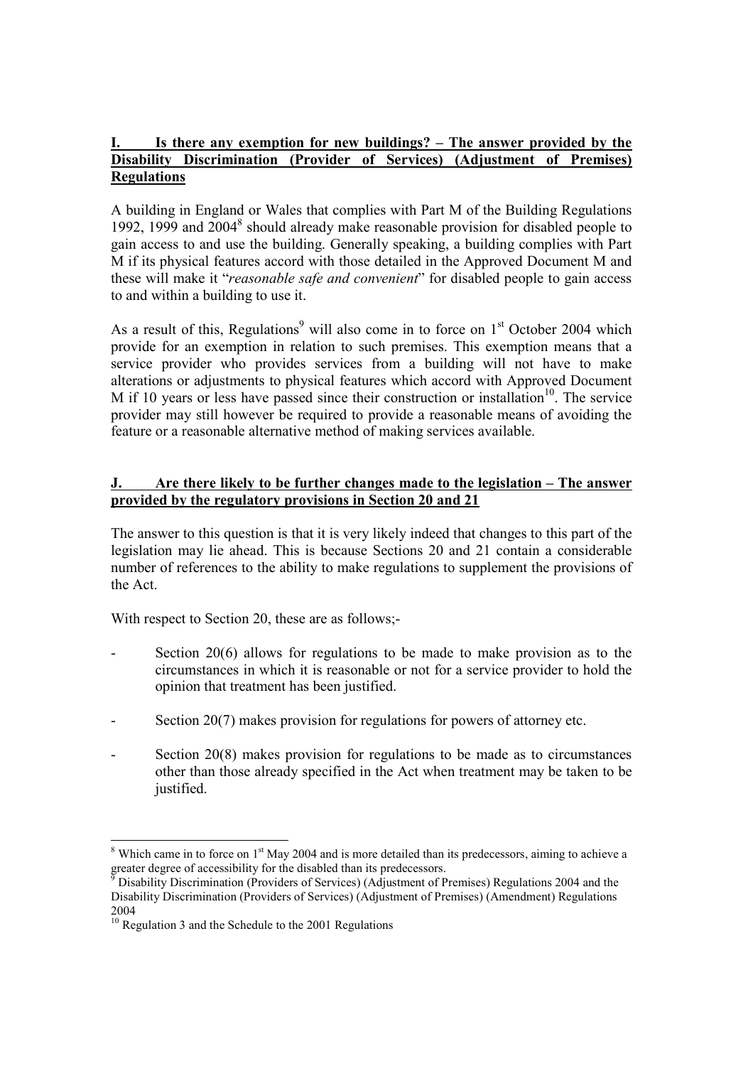## I. Is there any exemption for new buildings? – The answer provided by the Disability Discrimination (Provider of Services) (Adjustment of Premises) Regulations

A building in England or Wales that complies with Part M of the Building Regulations 1992, 1999 and 2004[8] should already make reasonable provision for disabled people to gain access to and use the building. Generally speaking, a building complies with Part M if its physical features accord with those detailed in the Approved Document M and these will make it "*reasonable safe and convenient*" for disabled people to gain access to and within a building to use it.

As a result of this, Regulations[9] will also come in to force on 1st October 2004 which provide for an exemption in relation to such premises. This exemption means that a service provider who provides services from a building will not have to make alterations or adjustments to physical features which accord with Approved Document M if 10 years or less have passed since their construction or installation[10]. The service provider may still however be required to provide a reasonable means of avoiding the feature or a reasonable alternative method of making services available.

## J. Are there likely to be further changes made to the legislation – The answer provided by the regulatory provisions in Section 20 and 21

The answer to this question is that it is very likely indeed that changes to this part of the legislation may lie ahead. This is because Sections 20 and 21 contain a considerable number of references to the ability to make regulations to supplement the provisions of the Act.

With respect to Section 20, these are as follows;-

- Section 20(6) allows for regulations to be made to make provision as to the circumstances in which it is reasonable or not for a service provider to hold the opinion that treatment has been justified.
- Section 20(7) makes provision for regulations for powers of attorney etc.
- Section 20(8) makes provision for regulations to be made as to circumstances other than those already specified in the Act when treatment may be taken to be justified.

---

[8] Which came in to force on 1st May 2004 and is more detailed than its predecessors, aiming to achieve a greater degree of accessibility for the disabled than its predecessors.

[9] Disability Discrimination (Providers of Services) (Adjustment of Premises) Regulations 2004 and the Disability Discrimination (Providers of Services) (Adjustment of Premises) (Amendment) Regulations 2004

[10] Regulation 3 and the Schedule to the 2001 Regulations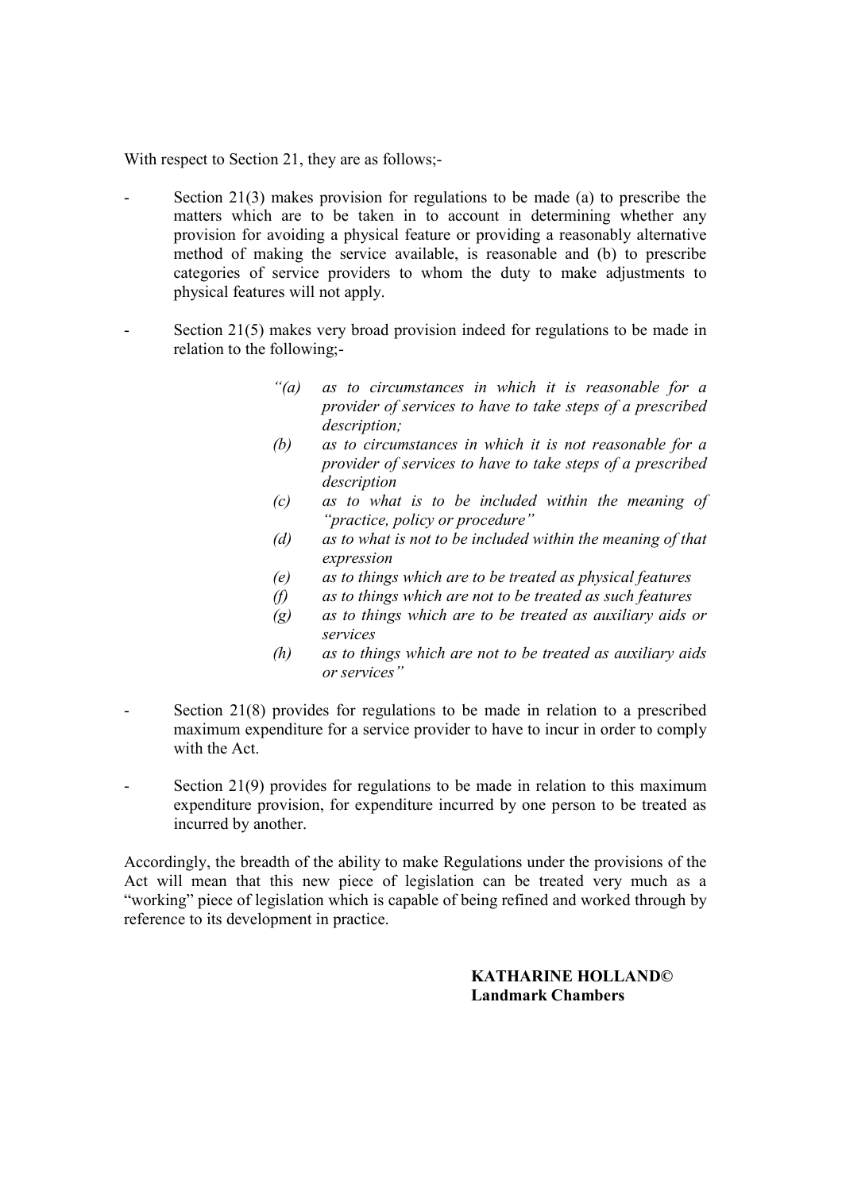With respect to Section 21, they are as follows;-

- Section 21(3) makes provision for regulations to be made (a) to prescribe the matters which are to be taken in to account in determining whether any provision for avoiding a physical feature or providing a reasonably alternative method of making the service available, is reasonable and (b) to prescribe categories of service providers to whom the duty to make adjustments to physical features will not apply.

- Section 21(5) makes very broad provision indeed for regulations to be made in relation to the following;-

  > *"(a) as to circumstances in which it is reasonable for a provider of services to have to take steps of a prescribed description;*
  >
  > *(b) as to circumstances in which it is not reasonable for a provider of services to have to take steps of a prescribed description*
  >
  > *(c) as to what is to be included within the meaning of "practice, policy or procedure"*
  >
  > *(d) as to what is not to be included within the meaning of that expression*
  >
  > *(e) as to things which are to be treated as physical features*
  >
  > *(f) as to things which are not to be treated as such features*
  >
  > *(g) as to things which are to be treated as auxiliary aids or services*
  >
  > *(h) as to things which are not to be treated as auxiliary aids or services"*

- Section 21(8) provides for regulations to be made in relation to a prescribed maximum expenditure for a service provider to have to incur in order to comply with the Act.

- Section 21(9) provides for regulations to be made in relation to this maximum expenditure provision, for expenditure incurred by one person to be treated as incurred by another.

Accordingly, the breadth of the ability to make Regulations under the provisions of the Act will mean that this new piece of legislation can be treated very much as a "working" piece of legislation which is capable of being refined and worked through by reference to its development in practice.

**KATHARINE HOLLAND©**
**Landmark Chambers**